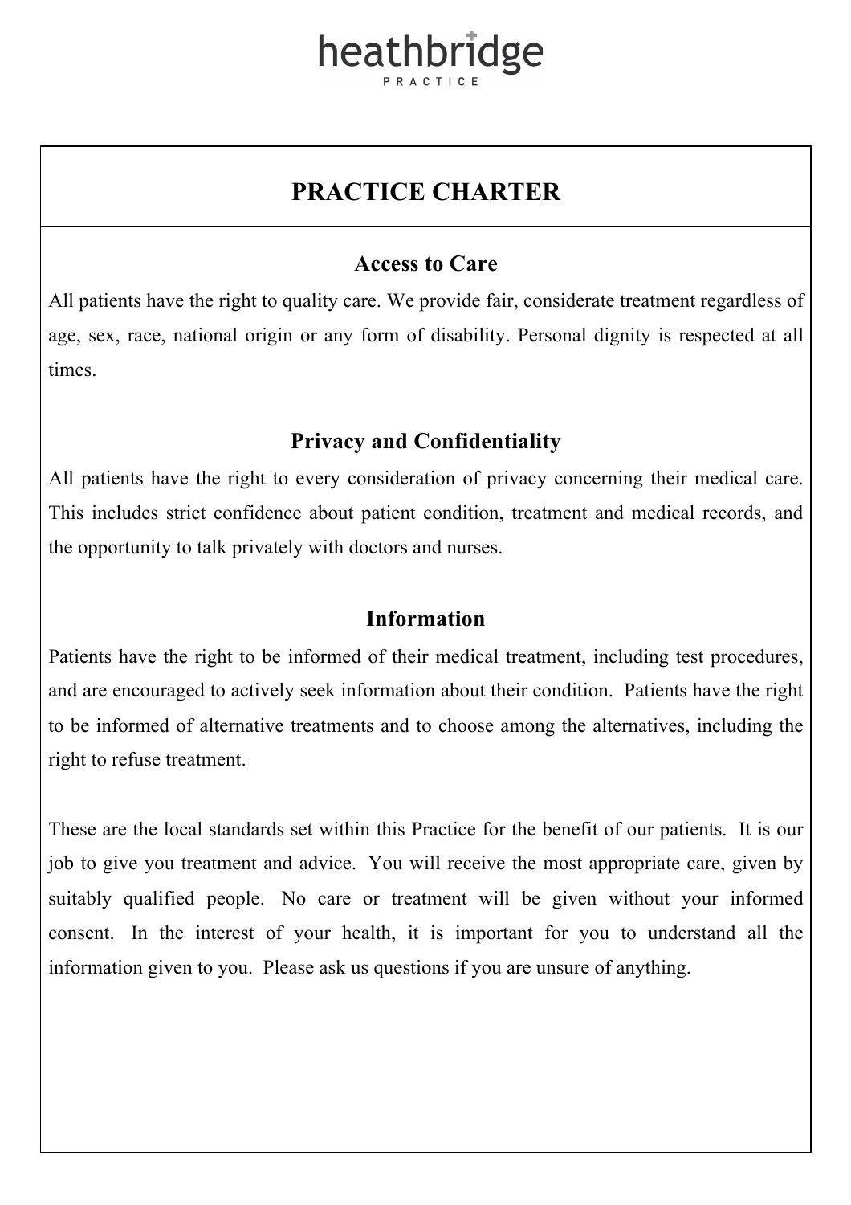heathbridge

PRACTICE

# PRACTICE CHARTER

## Access to Care

All patients have the right to quality care. We provide fair, considerate treatment regardless of age, sex, race, national origin or any form of disability. Personal dignity is respected at all times.

## Privacy and Confidentiality

All patients have the right to every consideration of privacy concerning their medical care. This includes strict confidence about patient condition, treatment and medical records, and the opportunity to talk privately with doctors and nurses.

## Information

Patients have the right to be informed of their medical treatment, including test procedures, and are encouraged to actively seek information about their condition. Patients have the right to be informed of alternative treatments and to choose among the alternatives, including the right to refuse treatment.

These are the local standards set within this Practice for the benefit of our patients. It is our job to give you treatment and advice. You will receive the most appropriate care, given by suitably qualified people. No care or treatment will be given without your informed consent. In the interest of your health, it is important for you to understand all the information given to you. Please ask us questions if you are unsure of anything.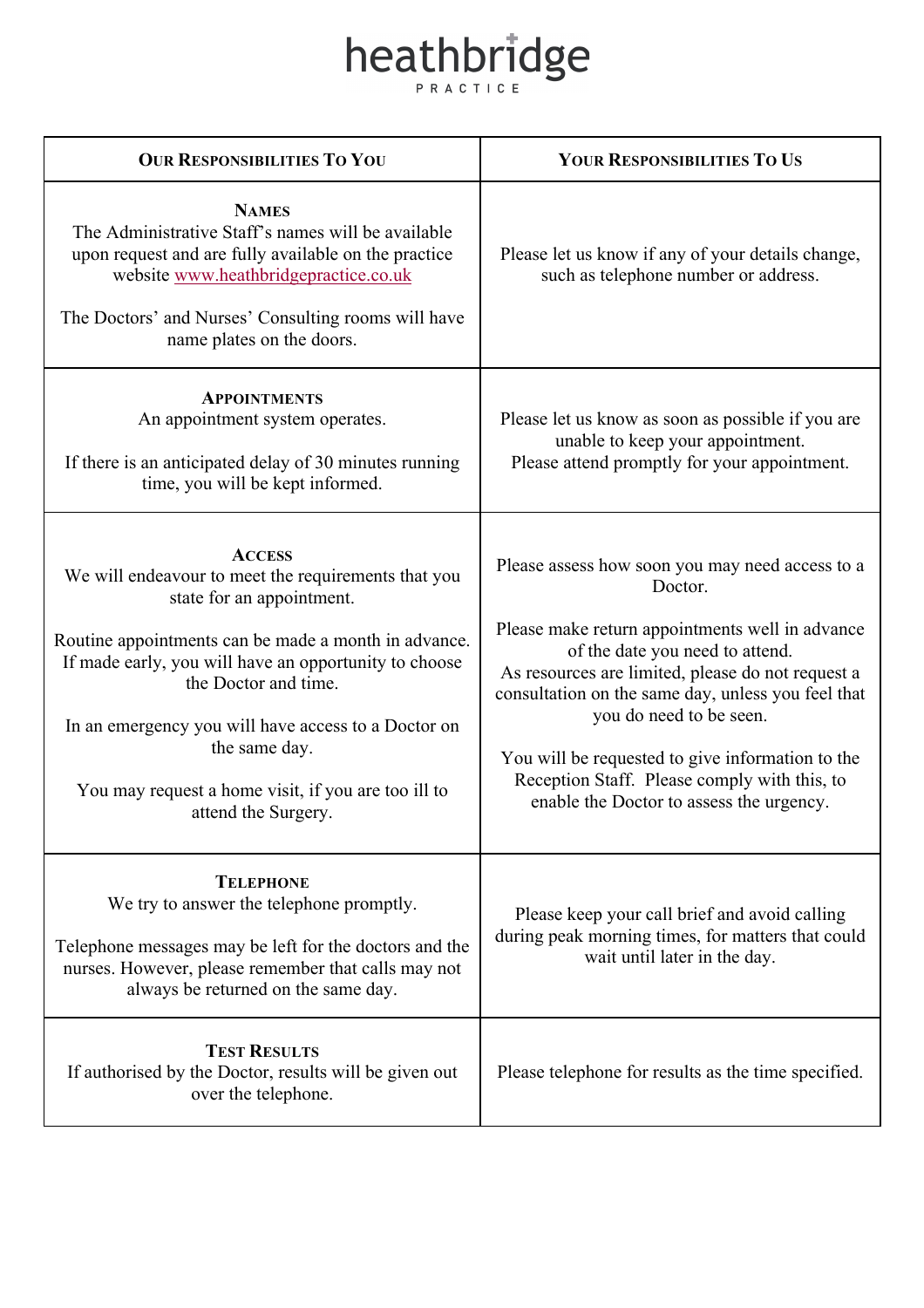# heathbridge

PRACTICE

| Our Responsibilities To You | Your Responsibilities To Us |
| --- | --- |
| **Names**<br>The Administrative Staff's names will be available upon request and are fully available on the practice website www.heathbridgepractice.co.uk<br><br>The Doctors' and Nurses' Consulting rooms will have name plates on the doors. | Please let us know if any of your details change, such as telephone number or address. |
| **Appointments**<br>An appointment system operates.<br><br>If there is an anticipated delay of 30 minutes running time, you will be kept informed. | Please let us know as soon as possible if you are unable to keep your appointment.<br>Please attend promptly for your appointment. |
| **Access**<br>We will endeavour to meet the requirements that you state for an appointment.<br><br>Routine appointments can be made a month in advance. If made early, you will have an opportunity to choose the Doctor and time.<br><br>In an emergency you will have access to a Doctor on the same day.<br><br>You may request a home visit, if you are too ill to attend the Surgery. | Please assess how soon you may need access to a Doctor.<br><br>Please make return appointments well in advance of the date you need to attend.<br>As resources are limited, please do not request a consultation on the same day, unless you feel that you do need to be seen.<br><br>You will be requested to give information to the Reception Staff. Please comply with this, to enable the Doctor to assess the urgency. |
| **Telephone**<br>We try to answer the telephone promptly.<br><br>Telephone messages may be left for the doctors and the nurses. However, please remember that calls may not always be returned on the same day. | Please keep your call brief and avoid calling during peak morning times, for matters that could wait until later in the day. |
| **Test Results**<br>If authorised by the Doctor, results will be given out over the telephone. | Please telephone for results as the time specified. |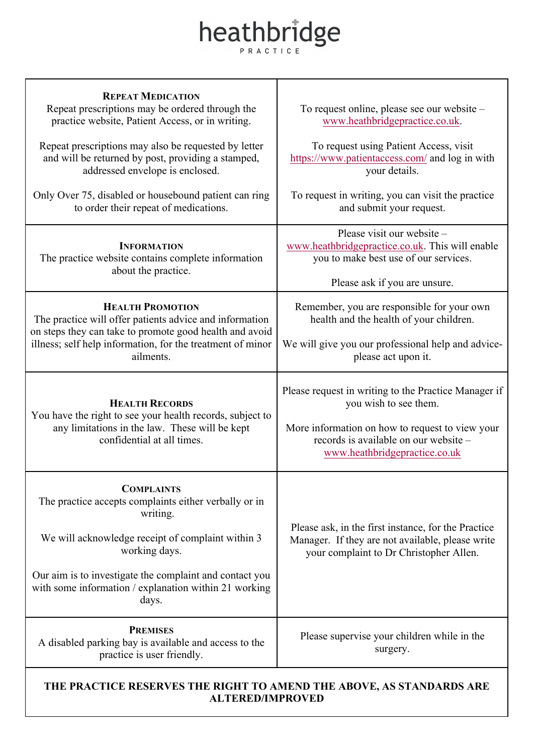heathbridge
PRACTICE

| | |
|---|---|
| **REPEAT MEDICATION**<br>Repeat prescriptions may be ordered through the practice website, Patient Access, or in writing.<br><br>Repeat prescriptions may also be requested by letter and will be returned by post, providing a stamped, addressed envelope is enclosed.<br><br>Only Over 75, disabled or housebound patient can ring to order their repeat of medications. | To request online, please see our website – www.heathbridgepractice.co.uk.<br><br>To request using Patient Access, visit https://www.patientaccess.com/ and log in with your details.<br><br>To request in writing, you can visit the practice and submit your request. |
| **INFORMATION**<br>The practice website contains complete information about the practice. | Please visit our website – www.heathbridgepractice.co.uk. This will enable you to make best use of our services.<br><br>Please ask if you are unsure. |
| **HEALTH PROMOTION**<br>The practice will offer patients advice and information on steps they can take to promote good health and avoid illness; self help information, for the treatment of minor ailments. | Remember, you are responsible for your own health and the health of your children.<br><br>We will give you our professional help and advice- please act upon it. |
| **HEALTH RECORDS**<br>You have the right to see your health records, subject to any limitations in the law. These will be kept confidential at all times. | Please request in writing to the Practice Manager if you wish to see them.<br><br>More information on how to request to view your records is available on our website – www.heathbridgepractice.co.uk |
| **COMPLAINTS**<br>The practice accepts complaints either verbally or in writing.<br><br>We will acknowledge receipt of complaint within 3 working days.<br><br>Our aim is to investigate the complaint and contact you with some information / explanation within 21 working days. | Please ask, in the first instance, for the Practice Manager. If they are not available, please write your complaint to Dr Christopher Allen. |
| **PREMISES**<br>A disabled parking bay is available and access to the practice is user friendly. | Please supervise your children while in the surgery. |

**THE PRACTICE RESERVES THE RIGHT TO AMEND THE ABOVE, AS STANDARDS ARE ALTERED/IMPROVED**